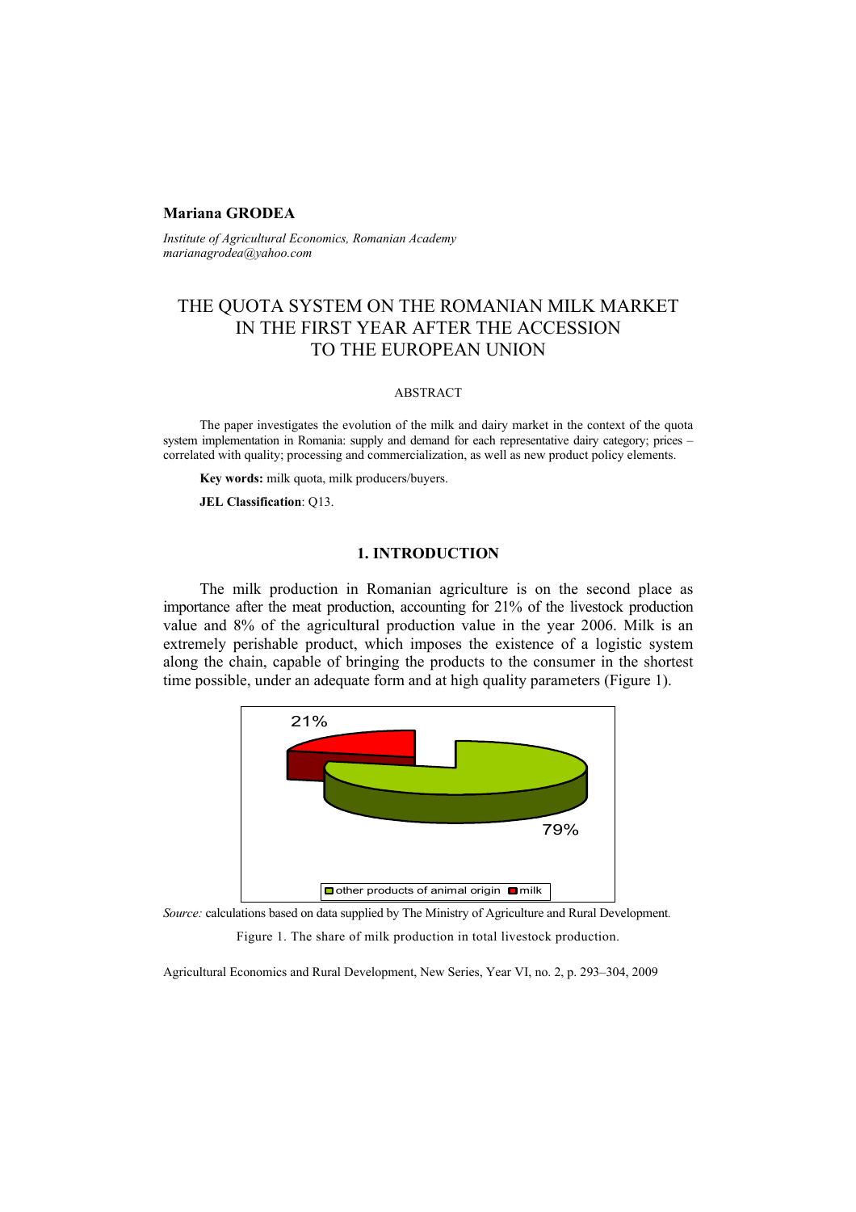**Mariana GRODEA**

*Institute of Agricultural Economics, Romanian Academy*
*marianagrodea@yahoo.com*

# THE QUOTA SYSTEM ON THE ROMANIAN MILK MARKET IN THE FIRST YEAR AFTER THE ACCESSION TO THE EUROPEAN UNION

ABSTRACT

The paper investigates the evolution of the milk and dairy market in the context of the quota system implementation in Romania: supply and demand for each representative dairy category; prices – correlated with quality; processing and commercialization, as well as new product policy elements.

**Key words:** milk quota, milk producers/buyers.

**JEL Classification**: Q13.

## 1. INTRODUCTION

The milk production in Romanian agriculture is on the second place as importance after the meat production, accounting for 21% of the livestock production value and 8% of the agricultural production value in the year 2006. Milk is an extremely perishable product, which imposes the existence of a logistic system along the chain, capable of bringing the products to the consumer in the shortest time possible, under an adequate form and at high quality parameters (Figure 1).

21%

79%

other products of animal origin | milk

*Source:* calculations based on data supplied by The Ministry of Agriculture and Rural Development.

Figure 1. The share of milk production in total livestock production.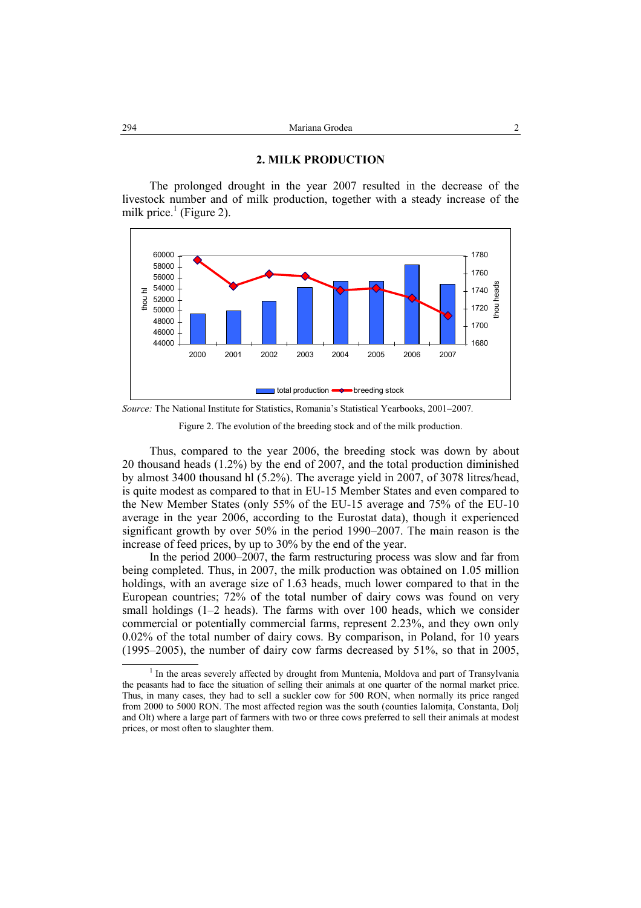## 2. MILK PRODUCTION

The prolonged drought in the year 2007 resulted in the decrease of the livestock number and of milk production, together with a steady increase of the milk price.[1] (Figure 2).

*Source:* The National Institute for Statistics, Romania's Statistical Yearbooks, 2001–2007.

Figure 2. The evolution of the breeding stock and of the milk production.

Thus, compared to the year 2006, the breeding stock was down by about 20 thousand heads (1.2%) by the end of 2007, and the total production diminished by almost 3400 thousand hl (5.2%). The average yield in 2007, of 3078 litres/head, is quite modest as compared to that in EU-15 Member States and even compared to the New Member States (only 55% of the EU-15 average and 75% of the EU-10 average in the year 2006, according to the Eurostat data), though it experienced significant growth by over 50% in the period 1990–2007. The main reason is the increase of feed prices, by up to 30% by the end of the year.

In the period 2000–2007, the farm restructuring process was slow and far from being completed. Thus, in 2007, the milk production was obtained on 1.05 million holdings, with an average size of 1.63 heads, much lower compared to that in the European countries; 72% of the total number of dairy cows was found on very small holdings (1–2 heads). The farms with over 100 heads, which we consider commercial or potentially commercial farms, represent 2.23%, and they own only 0.02% of the total number of dairy cows. By comparison, in Poland, for 10 years (1995–2005), the number of dairy cow farms decreased by 51%, so that in 2005,

---

[1] In the areas severely affected by drought from Muntenia, Moldova and part of Transylvania the peasants had to face the situation of selling their animals at one quarter of the normal market price. Thus, in many cases, they had to sell a suckler cow for 500 RON, when normally its price ranged from 2000 to 5000 RON. The most affected region was the south (counties Ialomița, Constanta, Dolj and Olt) where a large part of farmers with two or three cows preferred to sell their animals at modest prices, or most often to slaughter them.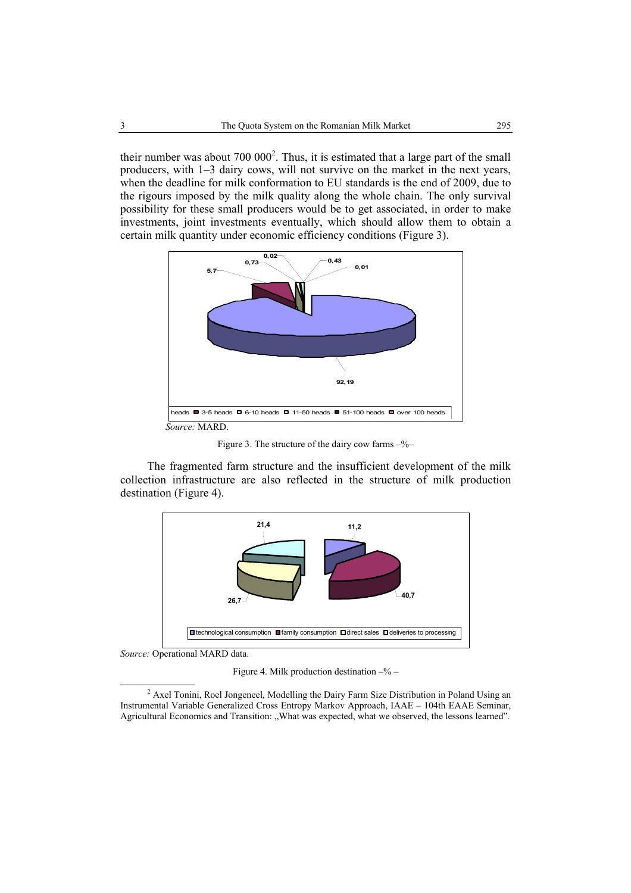their number was about 700 000[2]. Thus, it is estimated that a large part of the small producers, with 1–3 dairy cows, will not survive on the market in the next years, when the deadline for milk conformation to EU standards is the end of 2009, due to the rigours imposed by the milk quality along the whole chain. The only survival possibility for these small producers would be to get associated, in order to make investments, joint investments eventually, which should allow them to obtain a certain milk quantity under economic efficiency conditions (Figure 3).

*Source:* MARD.

Figure 3. The structure of the dairy cow farms –%–

The fragmented farm structure and the insufficient development of the milk collection infrastructure are also reflected in the structure of milk production destination (Figure 4).

*Source:* Operational MARD data.

Figure 4. Milk production destination –% –

---

[2] Axel Tonini, Roel Jongeneel, Modelling the Dairy Farm Size Distribution in Poland Using an Instrumental Variable Generalized Cross Entropy Markov Approach, IAAE – 104th EAAE Seminar, Agricultural Economics and Transition: „What was expected, what we observed, the lessons learned".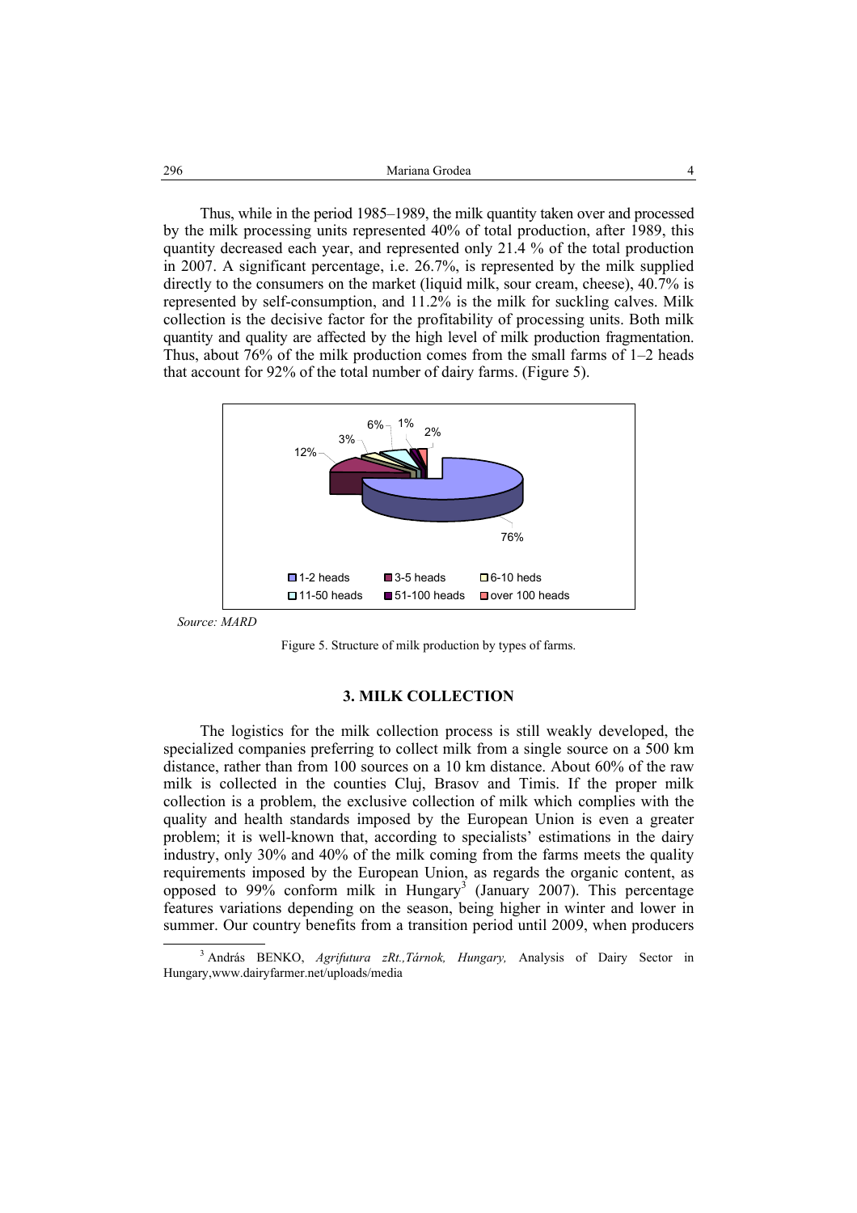Thus, while in the period 1985–1989, the milk quantity taken over and processed by the milk processing units represented 40% of total production, after 1989, this quantity decreased each year, and represented only 21.4 % of the total production in 2007. A significant percentage, i.e. 26.7%, is represented by the milk supplied directly to the consumers on the market (liquid milk, sour cream, cheese), 40.7% is represented by self-consumption, and 11.2% is the milk for suckling calves. Milk collection is the decisive factor for the profitability of processing units. Both milk quantity and quality are affected by the high level of milk production fragmentation. Thus, about 76% of the milk production comes from the small farms of 1–2 heads that account for 92% of the total number of dairy farms. (Figure 5).

*Source: MARD*

Figure 5. Structure of milk production by types of farms.

## 3. MILK COLLECTION

The logistics for the milk collection process is still weakly developed, the specialized companies preferring to collect milk from a single source on a 500 km distance, rather than from 100 sources on a 10 km distance. About 60% of the raw milk is collected in the counties Cluj, Brasov and Timis. If the proper milk collection is a problem, the exclusive collection of milk which complies with the quality and health standards imposed by the European Union is even a greater problem; it is well-known that, according to specialists' estimations in the dairy industry, only 30% and 40% of the milk coming from the farms meets the quality requirements imposed by the European Union, as regards the organic content, as opposed to 99% conform milk in Hungary[3] (January 2007). This percentage features variations depending on the season, being higher in winter and lower in summer. Our country benefits from a transition period until 2009, when producers

[3] András BENKO, *Agrifutura zRt.,Tárnok, Hungary,* Analysis of Dairy Sector in Hungary,www.dairyfarmer.net/uploads/media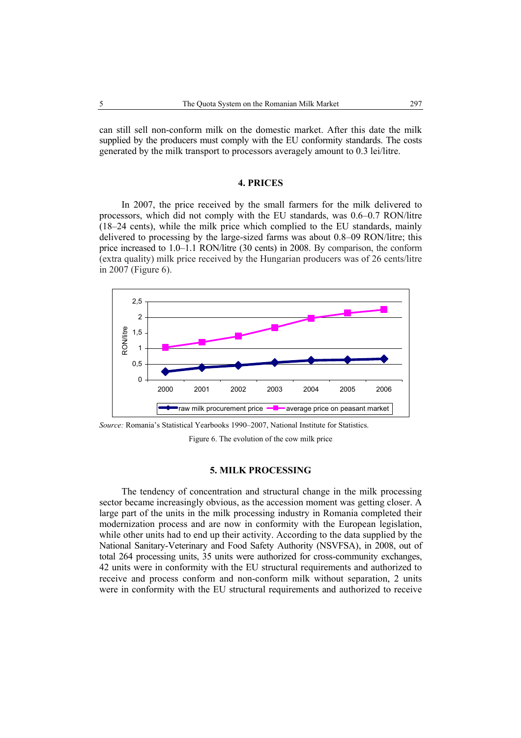can still sell non-conform milk on the domestic market. After this date the milk supplied by the producers must comply with the EU conformity standards. The costs generated by the milk transport to processors averagely amount to 0.3 lei/litre.

## 4. PRICES

In 2007, the price received by the small farmers for the milk delivered to processors, which did not comply with the EU standards, was 0.6–0.7 RON/litre (18–24 cents), while the milk price which complied to the EU standards, mainly delivered to processing by the large-sized farms was about 0.8–09 RON/litre; this price increased to 1.0–1.1 RON/litre (30 cents) in 2008. By comparison, the conform (extra quality) milk price received by the Hungarian producers was of 26 cents/litre in 2007 (Figure 6).

*Source:* Romania's Statistical Yearbooks 1990–2007, National Institute for Statistics.

Figure 6. The evolution of the cow milk price

## 5. MILK PROCESSING

The tendency of concentration and structural change in the milk processing sector became increasingly obvious, as the accession moment was getting closer. A large part of the units in the milk processing industry in Romania completed their modernization process and are now in conformity with the European legislation, while other units had to end up their activity. According to the data supplied by the National Sanitary-Veterinary and Food Safety Authority (NSVFSA), in 2008, out of total 264 processing units, 35 units were authorized for cross-community exchanges, 42 units were in conformity with the EU structural requirements and authorized to receive and process conform and non-conform milk without separation, 2 units were in conformity with the EU structural requirements and authorized to receive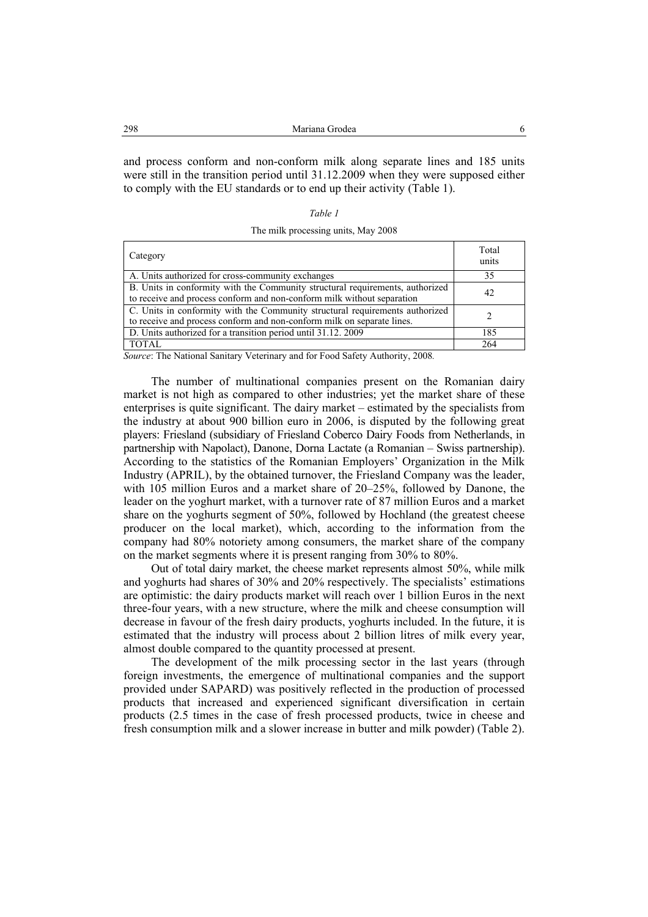and process conform and non-conform milk along separate lines and 185 units were still in the transition period until 31.12.2009 when they were supposed either to comply with the EU standards or to end up their activity (Table 1).

*Table 1*

The milk processing units, May 2008

| Category | Total units |
|---|---|
| A. Units authorized for cross-community exchanges | 35 |
| B. Units in conformity with the Community structural requirements, authorized to receive and process conform and non-conform milk without separation | 42 |
| C. Units in conformity with the Community structural requirements authorized to receive and process conform and non-conform milk on separate lines. | 2 |
| D. Units authorized for a transition period until 31.12. 2009 | 185 |
| TOTAL | 264 |

*Source*: The National Sanitary Veterinary and for Food Safety Authority, 2008.

The number of multinational companies present on the Romanian dairy market is not high as compared to other industries; yet the market share of these enterprises is quite significant. The dairy market – estimated by the specialists from the industry at about 900 billion euro in 2006, is disputed by the following great players: Friesland (subsidiary of Friesland Coberco Dairy Foods from Netherlands, in partnership with Napolact), Danone, Dorna Lactate (a Romanian – Swiss partnership). According to the statistics of the Romanian Employers' Organization in the Milk Industry (APRIL), by the obtained turnover, the Friesland Company was the leader, with 105 million Euros and a market share of 20–25%, followed by Danone, the leader on the yoghurt market, with a turnover rate of 87 million Euros and a market share on the yoghurts segment of 50%, followed by Hochland (the greatest cheese producer on the local market), which, according to the information from the company had 80% notoriety among consumers, the market share of the company on the market segments where it is present ranging from 30% to 80%.

Out of total dairy market, the cheese market represents almost 50%, while milk and yoghurts had shares of 30% and 20% respectively. The specialists' estimations are optimistic: the dairy products market will reach over 1 billion Euros in the next three-four years, with a new structure, where the milk and cheese consumption will decrease in favour of the fresh dairy products, yoghurts included. In the future, it is estimated that the industry will process about 2 billion litres of milk every year, almost double compared to the quantity processed at present.

The development of the milk processing sector in the last years (through foreign investments, the emergence of multinational companies and the support provided under SAPARD) was positively reflected in the production of processed products that increased and experienced significant diversification in certain products (2.5 times in the case of fresh processed products, twice in cheese and fresh consumption milk and a slower increase in butter and milk powder) (Table 2).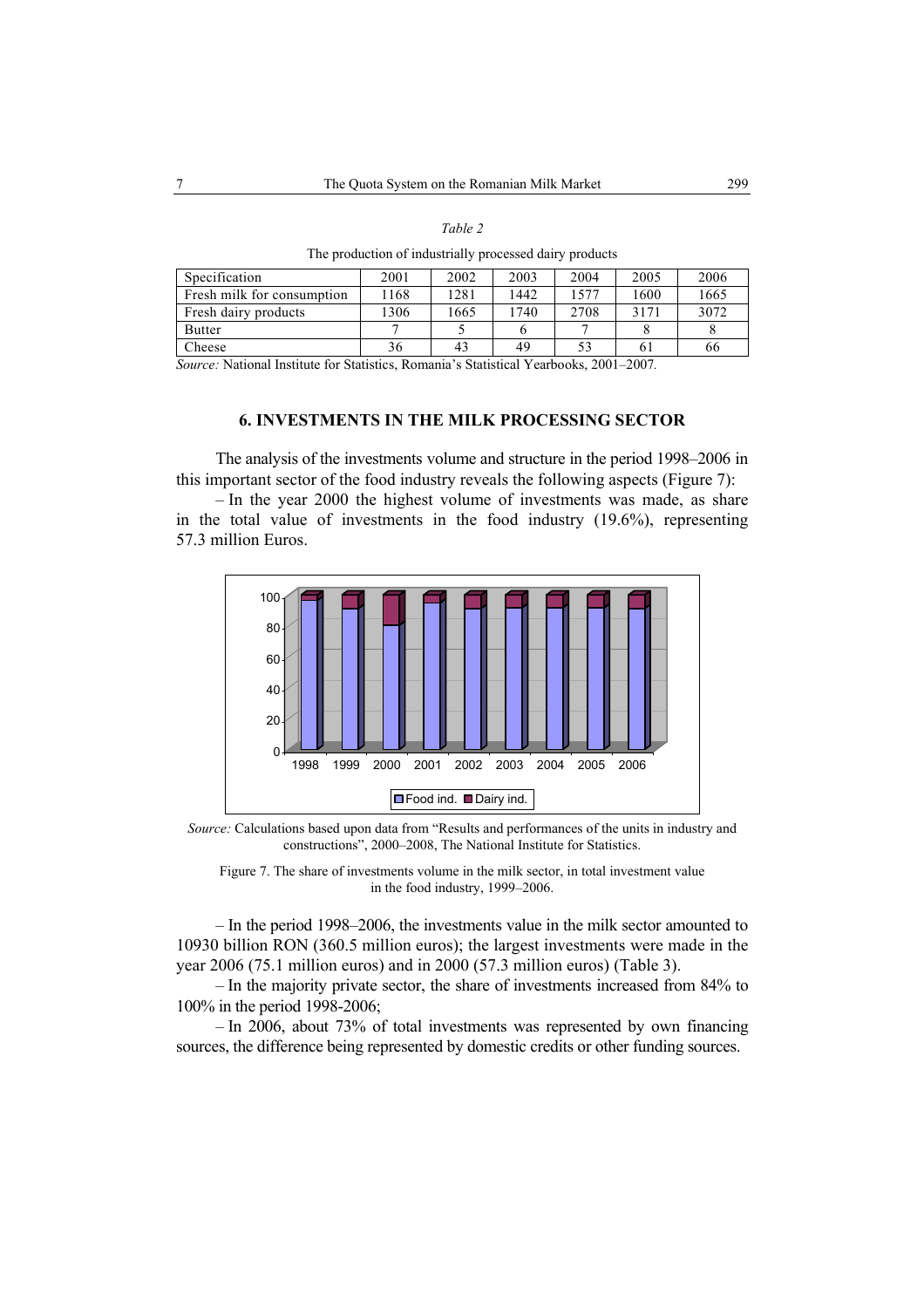*Table 2*

The production of industrially processed dairy products

| Specification | 2001 | 2002 | 2003 | 2004 | 2005 | 2006 |
|---|---|---|---|---|---|---|
| Fresh milk for consumption | 1168 | 1281 | 1442 | 1577 | 1600 | 1665 |
| Fresh dairy products | 1306 | 1665 | 1740 | 2708 | 3171 | 3072 |
| Butter | 7 | 5 | 6 | 7 | 8 | 8 |
| Cheese | 36 | 43 | 49 | 53 | 61 | 66 |

*Source:* National Institute for Statistics, Romania's Statistical Yearbooks, 2001–2007.

## 6. INVESTMENTS IN THE MILK PROCESSING SECTOR

The analysis of the investments volume and structure in the period 1998–2006 in this important sector of the food industry reveals the following aspects (Figure 7):

– In the year 2000 the highest volume of investments was made, as share in the total value of investments in the food industry (19.6%), representing 57.3 million Euros.

*Source:* Calculations based upon data from "Results and performances of the units in industry and constructions", 2000–2008, The National Institute for Statistics.

Figure 7. The share of investments volume in the milk sector, in total investment value in the food industry, 1999–2006.

– In the period 1998–2006, the investments value in the milk sector amounted to 10930 billion RON (360.5 million euros); the largest investments were made in the year 2006 (75.1 million euros) and in 2000 (57.3 million euros) (Table 3).

– In the majority private sector, the share of investments increased from 84% to 100% in the period 1998-2006;

– In 2006, about 73% of total investments was represented by own financing sources, the difference being represented by domestic credits or other funding sources.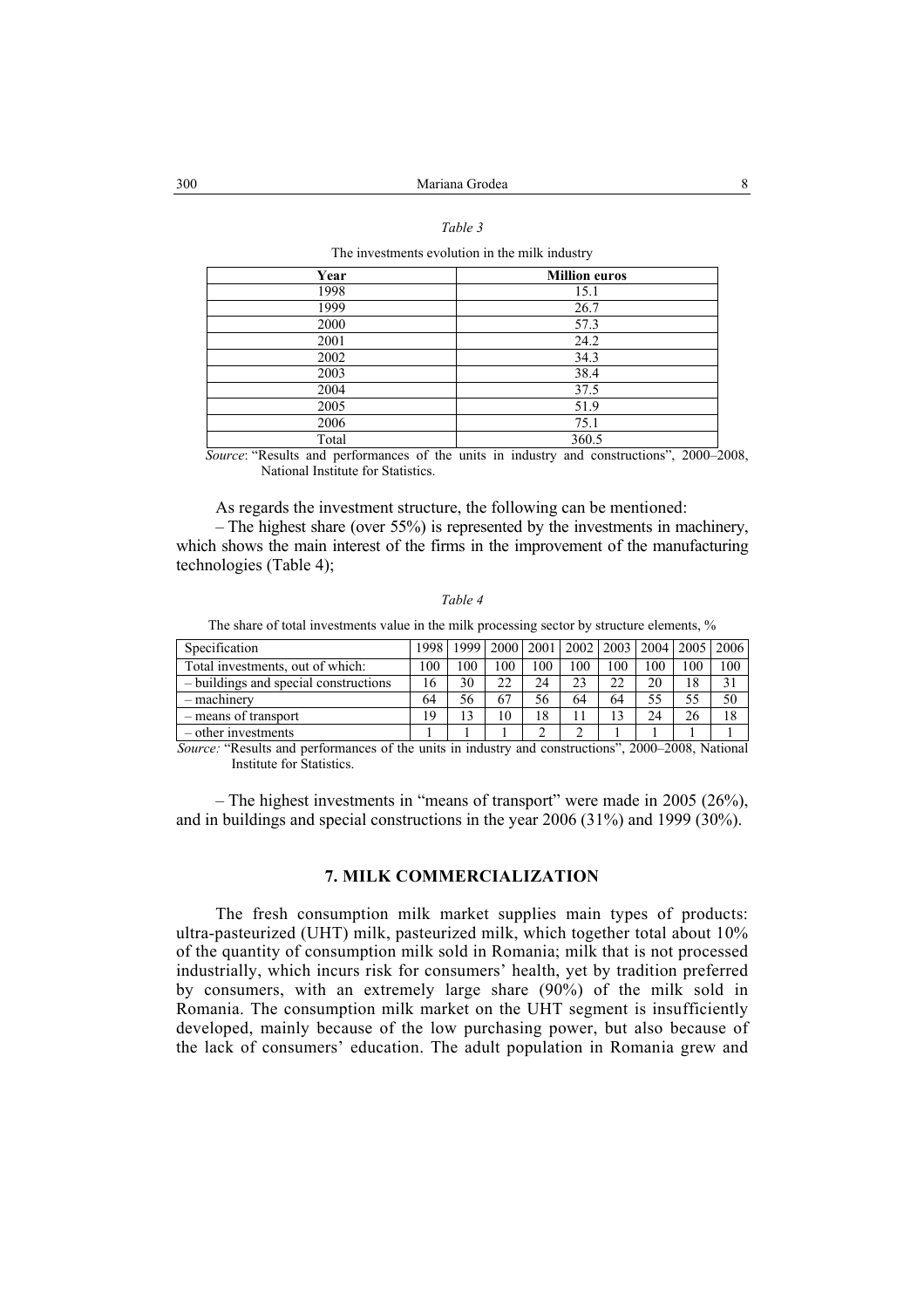*Table 3*

The investments evolution in the milk industry

| Year | Million euros |
|---|---|
| 1998 | 15.1 |
| 1999 | 26.7 |
| 2000 | 57.3 |
| 2001 | 24.2 |
| 2002 | 34.3 |
| 2003 | 38.4 |
| 2004 | 37.5 |
| 2005 | 51.9 |
| 2006 | 75.1 |
| Total | 360.5 |

*Source*: "Results and performances of the units in industry and constructions", 2000–2008, National Institute for Statistics.

As regards the investment structure, the following can be mentioned:

– The highest share (over 55%) is represented by the investments in machinery, which shows the main interest of the firms in the improvement of the manufacturing technologies (Table 4);

*Table 4*

The share of total investments value in the milk processing sector by structure elements, %

| Specification | 1998 | 1999 | 2000 | 2001 | 2002 | 2003 | 2004 | 2005 | 2006 |
|---|---|---|---|---|---|---|---|---|---|
| Total investments, out of which: | 100 | 100 | 100 | 100 | 100 | 100 | 100 | 100 | 100 |
| – buildings and special constructions | 16 | 30 | 22 | 24 | 23 | 22 | 20 | 18 | 31 |
| – machinery | 64 | 56 | 67 | 56 | 64 | 64 | 55 | 55 | 50 |
| – means of transport | 19 | 13 | 10 | 18 | 11 | 13 | 24 | 26 | 18 |
| – other investments | 1 | 1 | 1 | 2 | 2 | 1 | 1 | 1 | 1 |

*Source:* "Results and performances of the units in industry and constructions", 2000–2008, National Institute for Statistics.

– The highest investments in "means of transport" were made in 2005 (26%), and in buildings and special constructions in the year 2006 (31%) and 1999 (30%).

## 7. MILK COMMERCIALIZATION

The fresh consumption milk market supplies main types of products: ultra-pasteurized (UHT) milk, pasteurized milk, which together total about 10% of the quantity of consumption milk sold in Romania; milk that is not processed industrially, which incurs risk for consumers' health, yet by tradition preferred by consumers, with an extremely large share (90%) of the milk sold in Romania. The consumption milk market on the UHT segment is insufficiently developed, mainly because of the low purchasing power, but also because of the lack of consumers' education. The adult population in Romania grew and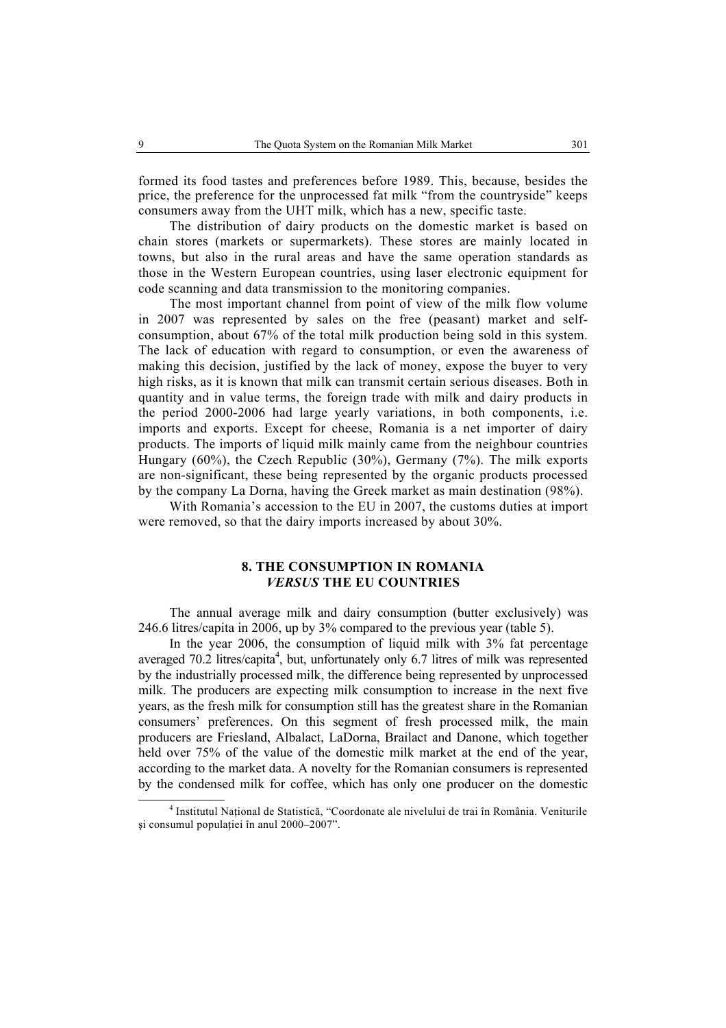formed its food tastes and preferences before 1989. This, because, besides the price, the preference for the unprocessed fat milk "from the countryside" keeps consumers away from the UHT milk, which has a new, specific taste.

The distribution of dairy products on the domestic market is based on chain stores (markets or supermarkets). These stores are mainly located in towns, but also in the rural areas and have the same operation standards as those in the Western European countries, using laser electronic equipment for code scanning and data transmission to the monitoring companies.

The most important channel from point of view of the milk flow volume in 2007 was represented by sales on the free (peasant) market and self-consumption, about 67% of the total milk production being sold in this system. The lack of education with regard to consumption, or even the awareness of making this decision, justified by the lack of money, expose the buyer to very high risks, as it is known that milk can transmit certain serious diseases. Both in quantity and in value terms, the foreign trade with milk and dairy products in the period 2000-2006 had large yearly variations, in both components, i.e. imports and exports. Except for cheese, Romania is a net importer of dairy products. The imports of liquid milk mainly came from the neighbour countries Hungary (60%), the Czech Republic (30%), Germany (7%). The milk exports are non-significant, these being represented by the organic products processed by the company La Dorna, having the Greek market as main destination (98%).

With Romania's accession to the EU in 2007, the customs duties at import were removed, so that the dairy imports increased by about 30%.

## 8. THE CONSUMPTION IN ROMANIA *VERSUS* THE EU COUNTRIES

The annual average milk and dairy consumption (butter exclusively) was 246.6 litres/capita in 2006, up by 3% compared to the previous year (table 5).

In the year 2006, the consumption of liquid milk with 3% fat percentage averaged 70.2 litres/capita[4], but, unfortunately only 6.7 litres of milk was represented by the industrially processed milk, the difference being represented by unprocessed milk. The producers are expecting milk consumption to increase in the next five years, as the fresh milk for consumption still has the greatest share in the Romanian consumers' preferences. On this segment of fresh processed milk, the main producers are Friesland, Albalact, LaDorna, Brailact and Danone, which together held over 75% of the value of the domestic milk market at the end of the year, according to the market data. A novelty for the Romanian consumers is represented by the condensed milk for coffee, which has only one producer on the domestic

---

[4] Institutul Național de Statistică, "Coordonate ale nivelului de trai în România. Veniturile şi consumul populației în anul 2000–2007".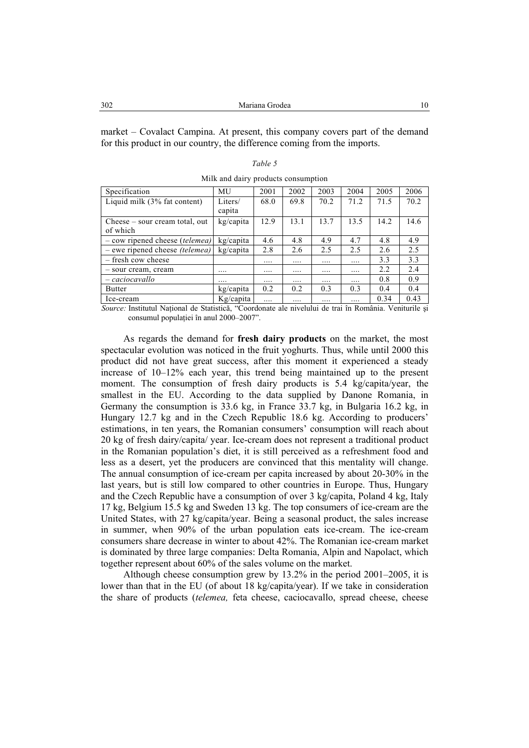market – Covalact Campina. At present, this company covers part of the demand for this product in our country, the difference coming from the imports.

*Table 5*

Milk and dairy products consumption

| Specification | MU | 2001 | 2002 | 2003 | 2004 | 2005 | 2006 |
|---|---|---|---|---|---|---|---|
| Liquid milk (3% fat content) | Liters/ capita | 68.0 | 69.8 | 70.2 | 71.2 | 71.5 | 70.2 |
| Cheese – sour cream total, out of which | kg/capita | 12.9 | 13.1 | 13.7 | 13.5 | 14.2 | 14.6 |
| – cow ripened cheese (*telemea*) | kg/capita | 4.6 | 4.8 | 4.9 | 4.7 | 4.8 | 4.9 |
| – ewe ripened cheese *(telemea)* | kg/capita | 2.8 | 2.6 | 2.5 | 2.5 | 2.6 | 2.5 |
| – fresh cow cheese | | .... | .... | .... | .... | 3.3 | 3.3 |
| – sour cream, cream | .... | .... | .... | .... | .... | 2.2 | 2.4 |
| – *caciocavallo* | .... | .... | .... | .... | .... | 0.8 | 0.9 |
| Butter | kg/capita | 0.2 | 0.2 | 0.3 | 0.3 | 0.4 | 0.4 |
| Ice-cream | Kg/capita | .... | .... | .... | .... | 0.34 | 0.43 |

*Source:* Institutul Naţional de Statistică, "Coordonate ale nivelului de trai în România. Veniturile şi consumul populaţiei în anul 2000–2007".

As regards the demand for **fresh dairy products** on the market, the most spectacular evolution was noticed in the fruit yoghurts. Thus, while until 2000 this product did not have great success, after this moment it experienced a steady increase of 10–12% each year, this trend being maintained up to the present moment. The consumption of fresh dairy products is 5.4 kg/capita/year, the smallest in the EU. According to the data supplied by Danone Romania, in Germany the consumption is 33.6 kg, in France 33.7 kg, in Bulgaria 16.2 kg, in Hungary 12.7 kg and in the Czech Republic 18.6 kg. According to producers' estimations, in ten years, the Romanian consumers' consumption will reach about 20 kg of fresh dairy/capita/ year. Ice-cream does not represent a traditional product in the Romanian population's diet, it is still perceived as a refreshment food and less as a desert, yet the producers are convinced that this mentality will change. The annual consumption of ice-cream per capita increased by about 20-30% in the last years, but is still low compared to other countries in Europe. Thus, Hungary and the Czech Republic have a consumption of over 3 kg/capita, Poland 4 kg, Italy 17 kg, Belgium 15.5 kg and Sweden 13 kg. The top consumers of ice-cream are the United States, with 27 kg/capita/year. Being a seasonal product, the sales increase in summer, when 90% of the urban population eats ice-cream. The ice-cream consumers share decrease in winter to about 42%. The Romanian ice-cream market is dominated by three large companies: Delta Romania, Alpin and Napolact, which together represent about 60% of the sales volume on the market.

Although cheese consumption grew by 13.2% in the period 2001–2005, it is lower than that in the EU (of about 18 kg/capita/year). If we take in consideration the share of products (*telemea,* feta cheese, caciocavallo, spread cheese, cheese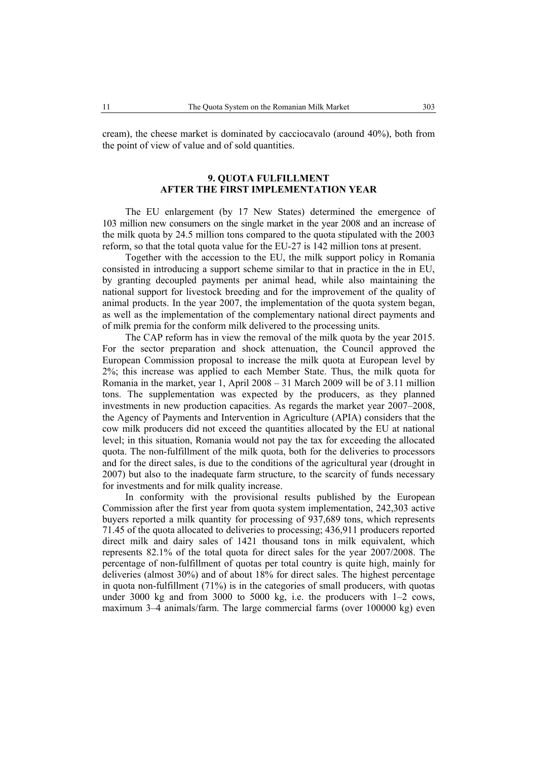cream), the cheese market is dominated by cacciocavalo (around 40%), both from the point of view of value and of sold quantities.

## 9. QUOTA FULFILLMENT AFTER THE FIRST IMPLEMENTATION YEAR

The EU enlargement (by 17 New States) determined the emergence of 103 million new consumers on the single market in the year 2008 and an increase of the milk quota by 24.5 million tons compared to the quota stipulated with the 2003 reform, so that the total quota value for the EU-27 is 142 million tons at present.

Together with the accession to the EU, the milk support policy in Romania consisted in introducing a support scheme similar to that in practice in the in EU, by granting decoupled payments per animal head, while also maintaining the national support for livestock breeding and for the improvement of the quality of animal products. In the year 2007, the implementation of the quota system began, as well as the implementation of the complementary national direct payments and of milk premia for the conform milk delivered to the processing units.

The CAP reform has in view the removal of the milk quota by the year 2015. For the sector preparation and shock attenuation, the Council approved the European Commission proposal to increase the milk quota at European level by 2%; this increase was applied to each Member State. Thus, the milk quota for Romania in the market, year 1, April 2008 – 31 March 2009 will be of 3.11 million tons. The supplementation was expected by the producers, as they planned investments in new production capacities. As regards the market year 2007–2008, the Agency of Payments and Intervention in Agriculture (APIA) considers that the cow milk producers did not exceed the quantities allocated by the EU at national level; in this situation, Romania would not pay the tax for exceeding the allocated quota. The non-fulfillment of the milk quota, both for the deliveries to processors and for the direct sales, is due to the conditions of the agricultural year (drought in 2007) but also to the inadequate farm structure, to the scarcity of funds necessary for investments and for milk quality increase.

In conformity with the provisional results published by the European Commission after the first year from quota system implementation, 242,303 active buyers reported a milk quantity for processing of 937,689 tons, which represents 71.45 of the quota allocated to deliveries to processing; 436,911 producers reported direct milk and dairy sales of 1421 thousand tons in milk equivalent, which represents 82.1% of the total quota for direct sales for the year 2007/2008. The percentage of non-fulfillment of quotas per total country is quite high, mainly for deliveries (almost 30%) and of about 18% for direct sales. The highest percentage in quota non-fulfillment (71%) is in the categories of small producers, with quotas under 3000 kg and from 3000 to 5000 kg, i.e. the producers with 1–2 cows, maximum 3–4 animals/farm. The large commercial farms (over 100000 kg) even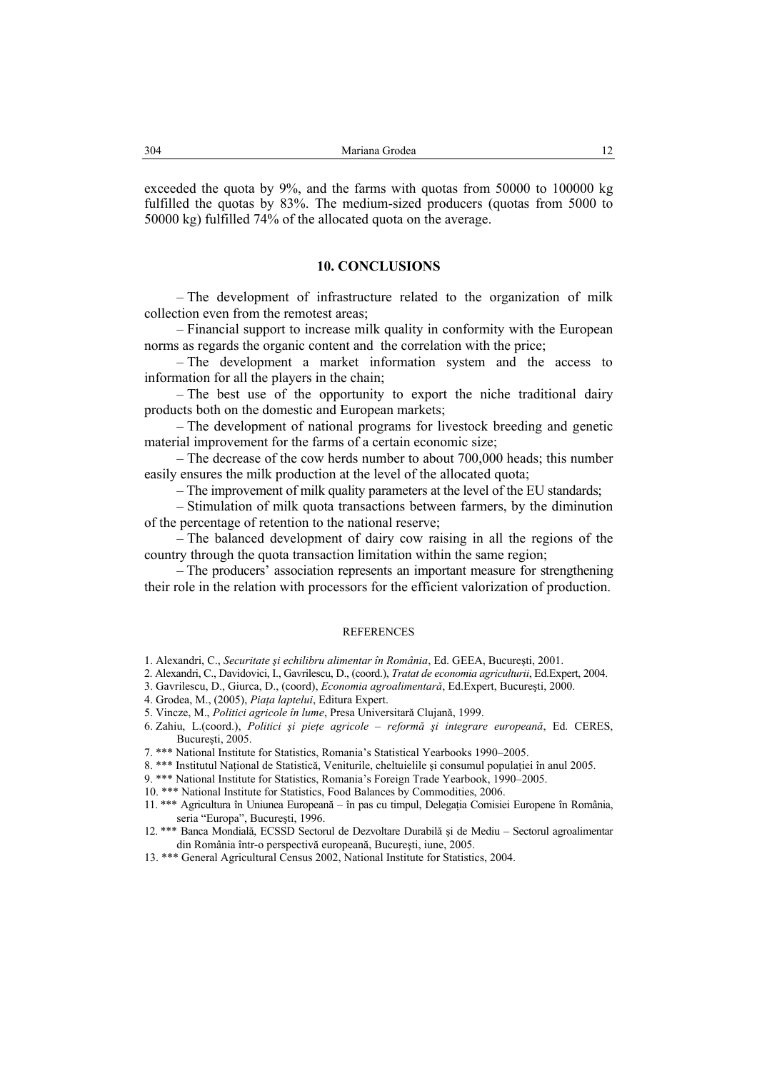exceeded the quota by 9%, and the farms with quotas from 50000 to 100000 kg fulfilled the quotas by 83%. The medium-sized producers (quotas from 5000 to 50000 kg) fulfilled 74% of the allocated quota on the average.

## 10. CONCLUSIONS

– The development of infrastructure related to the organization of milk collection even from the remotest areas;

– Financial support to increase milk quality in conformity with the European norms as regards the organic content and the correlation with the price;

– The development a market information system and the access to information for all the players in the chain;

– The best use of the opportunity to export the niche traditional dairy products both on the domestic and European markets;

– The development of national programs for livestock breeding and genetic material improvement for the farms of a certain economic size;

– The decrease of the cow herds number to about 700,000 heads; this number easily ensures the milk production at the level of the allocated quota;

– The improvement of milk quality parameters at the level of the EU standards;

– Stimulation of milk quota transactions between farmers, by the diminution of the percentage of retention to the national reserve;

– The balanced development of dairy cow raising in all the regions of the country through the quota transaction limitation within the same region;

– The producers' association represents an important measure for strengthening their role in the relation with processors for the efficient valorization of production.

### REFERENCES

1. Alexandri, C., *Securitate şi echilibru alimentar în România*, Ed. GEEA, Bucureşti, 2001.
2. Alexandri, C., Davidovici, I., Gavrilescu, D., (coord.), *Tratat de economia agriculturii*, Ed.Expert, 2004.
3. Gavrilescu, D., Giurca, D., (coord), *Economia agroalimentară*, Ed.Expert, Bucureşti, 2000.
4. Grodea, M., (2005), *Piaţa laptelui*, Editura Expert.
5. Vincze, M., *Politici agricole în lume*, Presa Universitară Clujană, 1999.
6. Zahiu, L.(coord.), *Politici şi pieţe agricole – reformă şi integrare europeană*, Ed. CERES, Bucureşti, 2005.
7. \*\*\* National Institute for Statistics, Romania's Statistical Yearbooks 1990–2005.
8. \*\*\* Institutul Naţional de Statistică, Veniturile, cheltuielile şi consumul populaţiei în anul 2005.
9. \*\*\* National Institute for Statistics, Romania's Foreign Trade Yearbook, 1990–2005.
10. \*\*\* National Institute for Statistics, Food Balances by Commodities, 2006.
11. \*\*\* Agricultura în Uniunea Europeană – în pas cu timpul, Delegaţia Comisiei Europene în România, seria "Europa", Bucureşti, 1996.
12. \*\*\* Banca Mondială, ECSSD Sectorul de Dezvoltare Durabilă şi de Mediu – Sectorul agroalimentar din România într-o perspectivă europeană, Bucureşti, iune, 2005.
13. \*\*\* General Agricultural Census 2002, National Institute for Statistics, 2004.